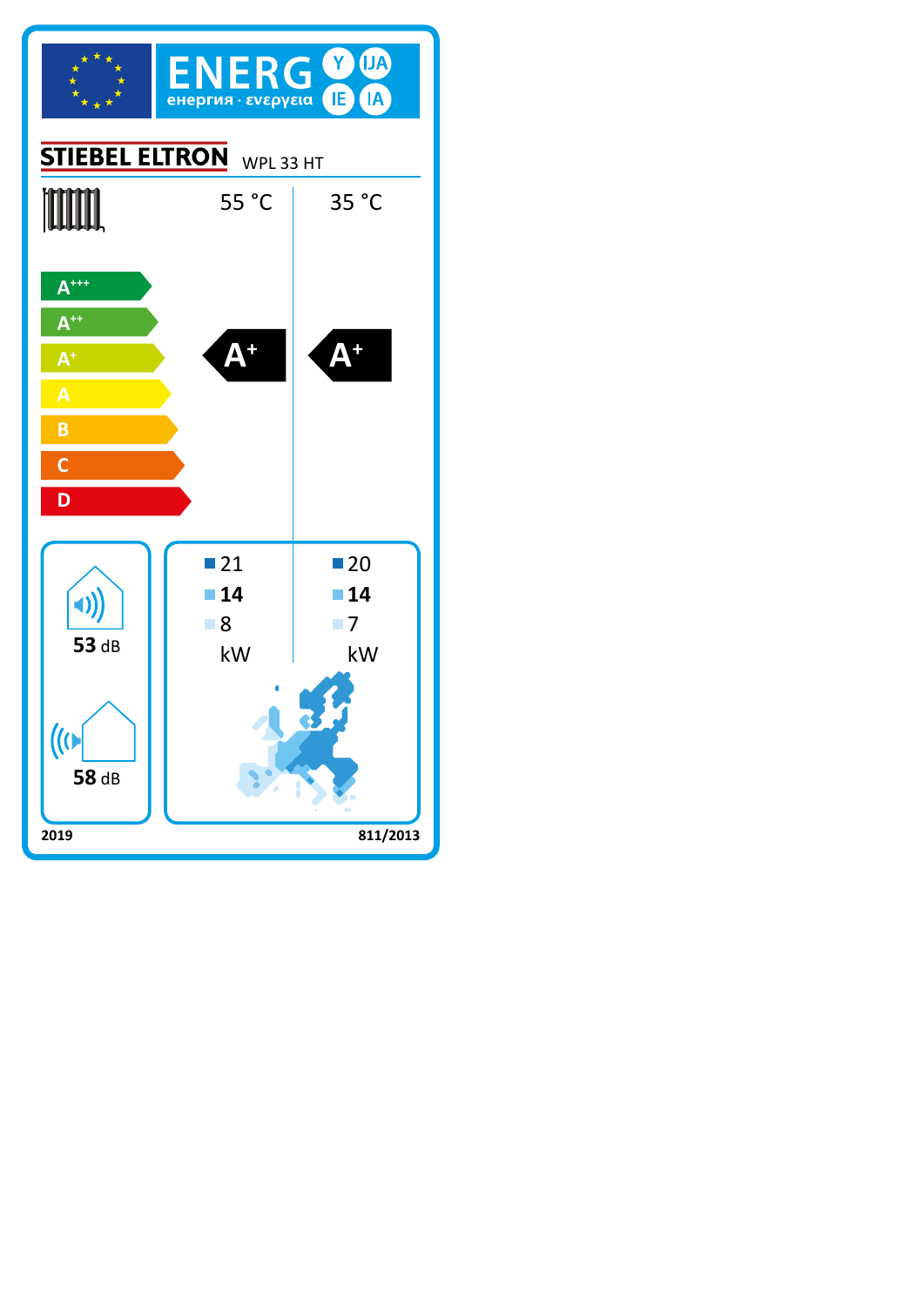# ENERG

енергия · ενεργεια

Y IJA IE IA

**STIEBEL ELTRON** WPL 33 HT

| | 55 °C | 35 °C |
|---|---|---|
| Energy efficiency class | A+ | A+ |

A+++ A++ A+ A B C D

| | 55 °C | 35 °C |
|---|---|---|
| Colder climate | 21 | 20 |
| Average climate | **14** | **14** |
| Warmer climate | 8 | 7 |
| | kW | kW |

**53** dB

**58** dB

**2019** **811/2013**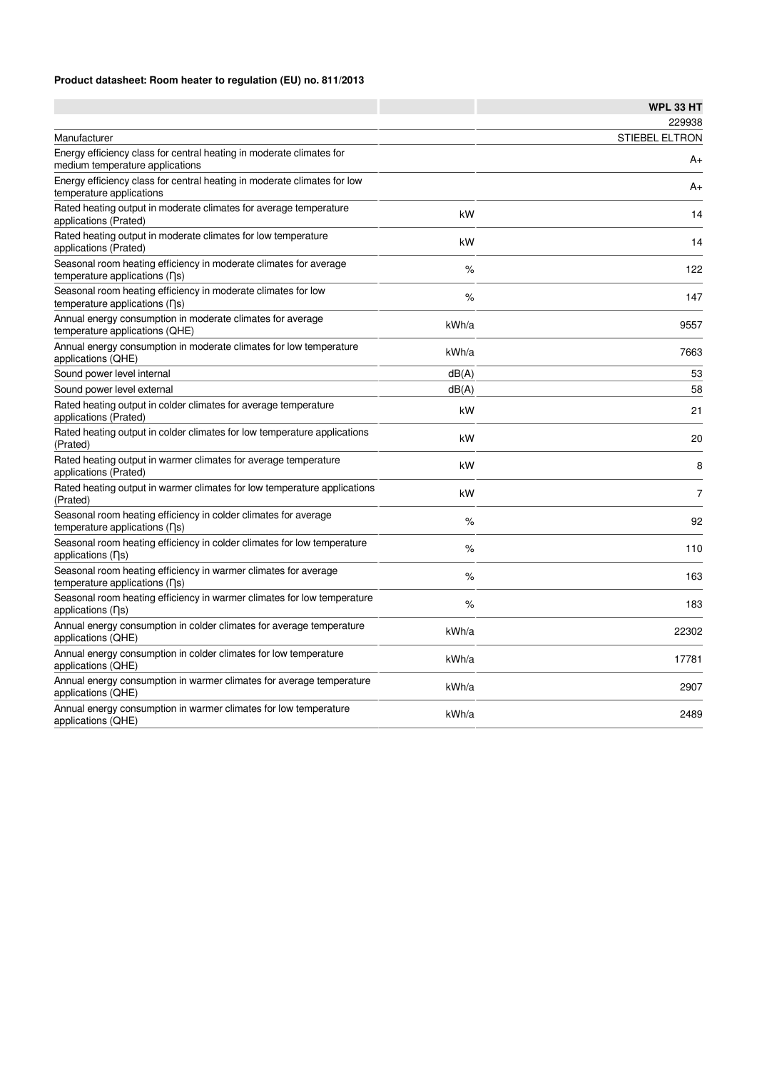**Product datasheet: Room heater to regulation (EU) no. 811/2013**

| | | WPL 33 HT |
|---|---|---|
| | | 229938 |
| Manufacturer | | STIEBEL ELTRON |
| Energy efficiency class for central heating in moderate climates for medium temperature applications | | A+ |
| Energy efficiency class for central heating in moderate climates for low temperature applications | | A+ |
| Rated heating output in moderate climates for average temperature applications (Prated) | kW | 14 |
| Rated heating output in moderate climates for low temperature applications (Prated) | kW | 14 |
| Seasonal room heating efficiency in moderate climates for average temperature applications (ɳs) | % | 122 |
| Seasonal room heating efficiency in moderate climates for low temperature applications (ɳs) | % | 147 |
| Annual energy consumption in moderate climates for average temperature applications (QHE) | kWh/a | 9557 |
| Annual energy consumption in moderate climates for low temperature applications (QHE) | kWh/a | 7663 |
| Sound power level internal | dB(A) | 53 |
| Sound power level external | dB(A) | 58 |
| Rated heating output in colder climates for average temperature applications (Prated) | kW | 21 |
| Rated heating output in colder climates for low temperature applications (Prated) | kW | 20 |
| Rated heating output in warmer climates for average temperature applications (Prated) | kW | 8 |
| Rated heating output in warmer climates for low temperature applications (Prated) | kW | 7 |
| Seasonal room heating efficiency in colder climates for average temperature applications (ɳs) | % | 92 |
| Seasonal room heating efficiency in colder climates for low temperature applications (ɳs) | % | 110 |
| Seasonal room heating efficiency in warmer climates for average temperature applications (ɳs) | % | 163 |
| Seasonal room heating efficiency in warmer climates for low temperature applications (ɳs) | % | 183 |
| Annual energy consumption in colder climates for average temperature applications (QHE) | kWh/a | 22302 |
| Annual energy consumption in colder climates for low temperature applications (QHE) | kWh/a | 17781 |
| Annual energy consumption in warmer climates for average temperature applications (QHE) | kWh/a | 2907 |
| Annual energy consumption in warmer climates for low temperature applications (QHE) | kWh/a | 2489 |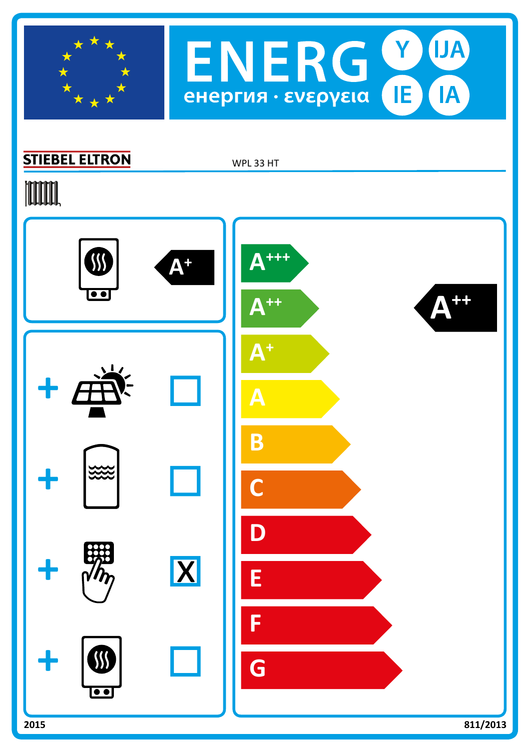# ENERG Y IJA IE IA

енергия · ενεργεια

STIEBEL ELTRON

WPL 33 HT

A+

+ ☐

+ ☐

+ X

+ ☐

A+++

A++

A+

A

B

C

D

E

F

G

A++

2015

811/2013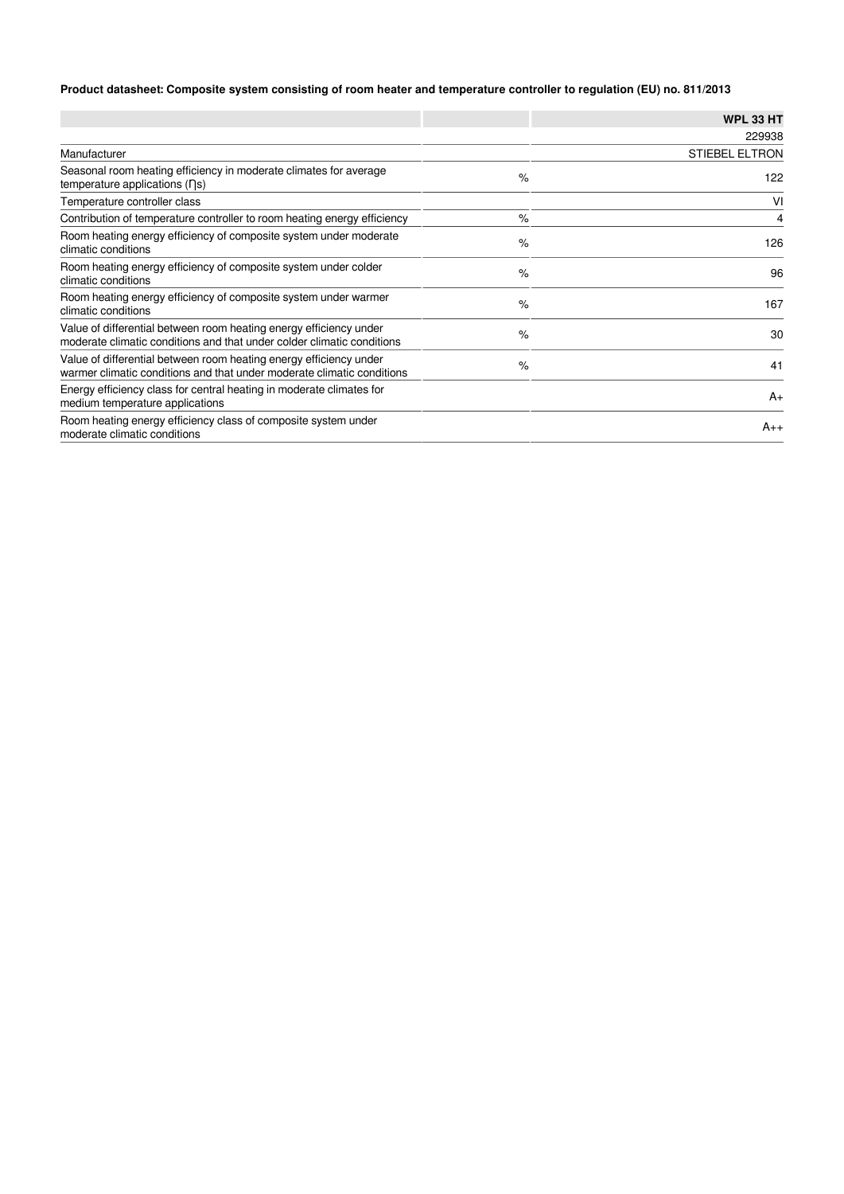**Product datasheet: Composite system consisting of room heater and temperature controller to regulation (EU) no. 811/2013**

| | | **WPL 33 HT** |
|---|---|---|
| | | 229938 |
| Manufacturer | | STIEBEL ELTRON |
| Seasonal room heating efficiency in moderate climates for average temperature applications (ηs) | % | 122 |
| Temperature controller class | | VI |
| Contribution of temperature controller to room heating energy efficiency | % | 4 |
| Room heating energy efficiency of composite system under moderate climatic conditions | % | 126 |
| Room heating energy efficiency of composite system under colder climatic conditions | % | 96 |
| Room heating energy efficiency of composite system under warmer climatic conditions | % | 167 |
| Value of differential between room heating energy efficiency under moderate climatic conditions and that under colder climatic conditions | % | 30 |
| Value of differential between room heating energy efficiency under warmer climatic conditions and that under moderate climatic conditions | % | 41 |
| Energy efficiency class for central heating in moderate climates for medium temperature applications | | A+ |
| Room heating energy efficiency class of composite system under moderate climatic conditions | | A++ |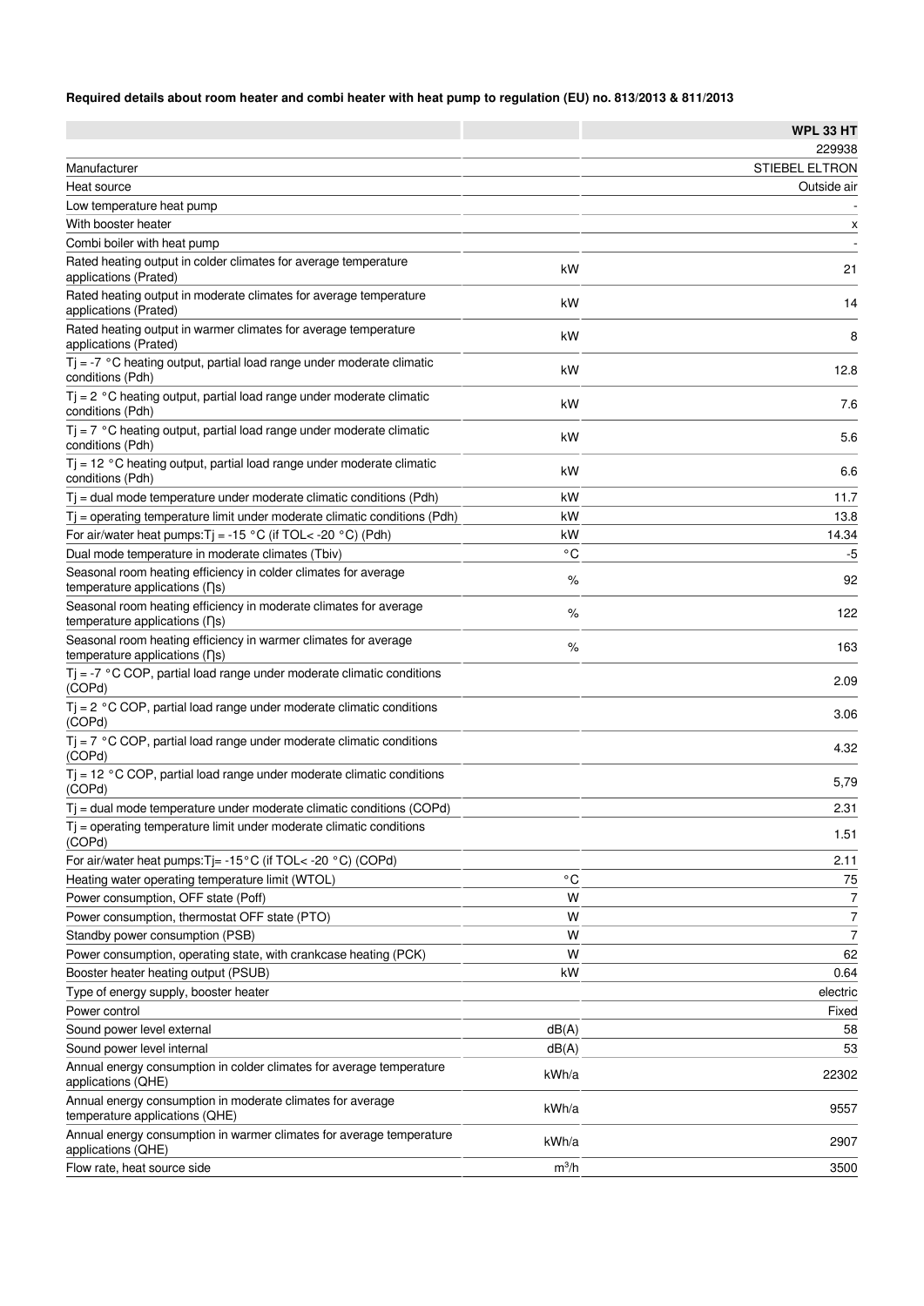**Required details about room heater and combi heater with heat pump to regulation (EU) no. 813/2013 & 811/2013**

| | | WPL 33 HT |
|---|---|---|
| | | 229938 |
| Manufacturer | | STIEBEL ELTRON |
| Heat source | | Outside air |
| Low temperature heat pump | | - |
| With booster heater | | x |
| Combi boiler with heat pump | | - |
| Rated heating output in colder climates for average temperature applications (Prated) | kW | 21 |
| Rated heating output in moderate climates for average temperature applications (Prated) | kW | 14 |
| Rated heating output in warmer climates for average temperature applications (Prated) | kW | 8 |
| Tj = -7 °C heating output, partial load range under moderate climatic conditions (Pdh) | kW | 12.8 |
| Tj = 2 °C heating output, partial load range under moderate climatic conditions (Pdh) | kW | 7.6 |
| Tj = 7 °C heating output, partial load range under moderate climatic conditions (Pdh) | kW | 5.6 |
| Tj = 12 °C heating output, partial load range under moderate climatic conditions (Pdh) | kW | 6.6 |
| Tj = dual mode temperature under moderate climatic conditions (Pdh) | kW | 11.7 |
| Tj = operating temperature limit under moderate climatic conditions (Pdh) | kW | 13.8 |
| For air/water heat pumps:Tj = -15 °C (if TOL< -20 °C) (Pdh) | kW | 14.34 |
| Dual mode temperature in moderate climates (Tbiv) | °C | -5 |
| Seasonal room heating efficiency in colder climates for average temperature applications (ηs) | % | 92 |
| Seasonal room heating efficiency in moderate climates for average temperature applications (ηs) | % | 122 |
| Seasonal room heating efficiency in warmer climates for average temperature applications (ηs) | % | 163 |
| Tj = -7 °C COP, partial load range under moderate climatic conditions (COPd) | | 2.09 |
| Tj = 2 °C COP, partial load range under moderate climatic conditions (COPd) | | 3.06 |
| Tj = 7 °C COP, partial load range under moderate climatic conditions (COPd) | | 4.32 |
| Tj = 12 °C COP, partial load range under moderate climatic conditions (COPd) | | 5,79 |
| Tj = dual mode temperature under moderate climatic conditions (COPd) | | 2.31 |
| Tj = operating temperature limit under moderate climatic conditions (COPd) | | 1.51 |
| For air/water heat pumps:Tj= -15°C (if TOL< -20 °C) (COPd) | | 2.11 |
| Heating water operating temperature limit (WTOL) | °C | 75 |
| Power consumption, OFF state (Poff) | W | 7 |
| Power consumption, thermostat OFF state (PTO) | W | 7 |
| Standby power consumption (PSB) | W | 7 |
| Power consumption, operating state, with crankcase heating (PCK) | W | 62 |
| Booster heater heating output (PSUB) | kW | 0.64 |
| Type of energy supply, booster heater | | electric |
| Power control | | Fixed |
| Sound power level external | dB(A) | 58 |
| Sound power level internal | dB(A) | 53 |
| Annual energy consumption in colder climates for average temperature applications (QHE) | kWh/a | 22302 |
| Annual energy consumption in moderate climates for average temperature applications (QHE) | kWh/a | 9557 |
| Annual energy consumption in warmer climates for average temperature applications (QHE) | kWh/a | 2907 |
| Flow rate, heat source side | $m^3/h$ | 3500 |